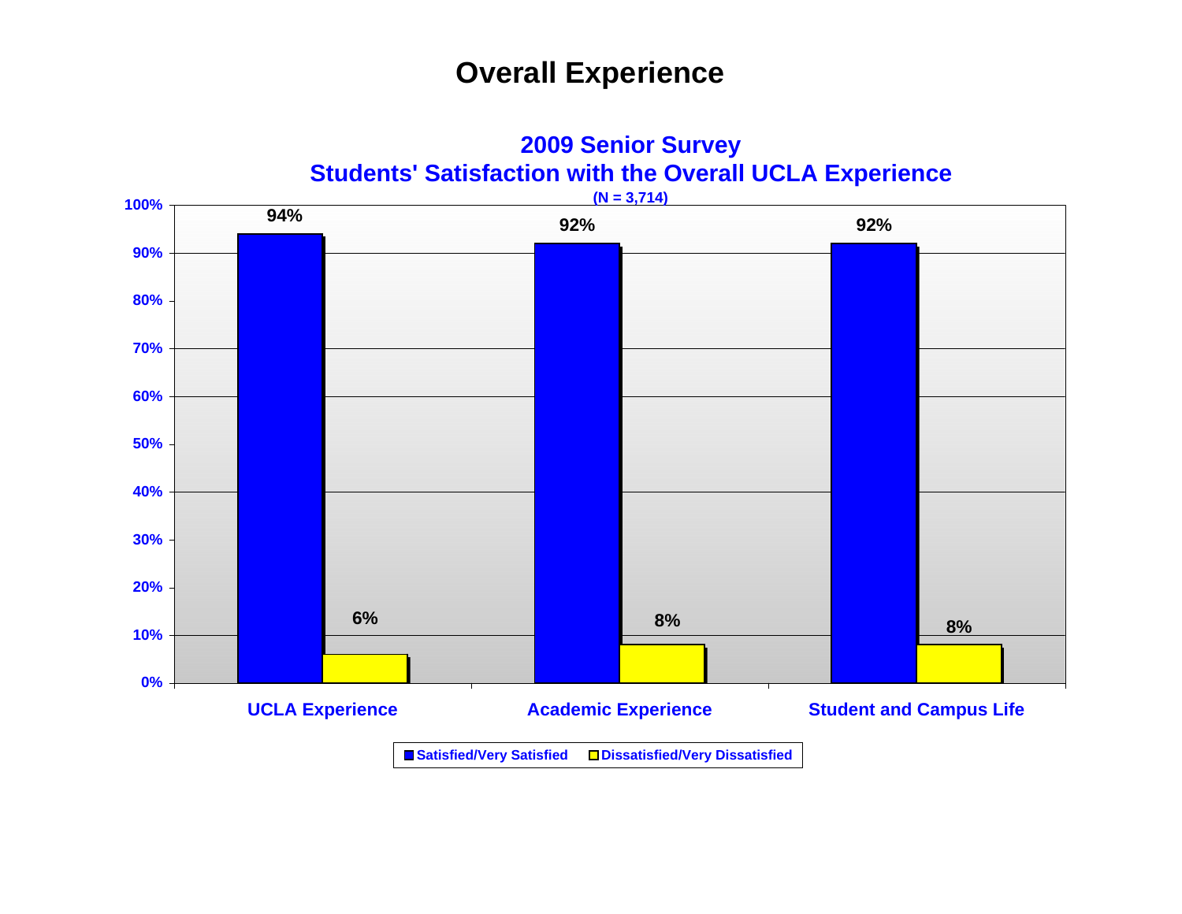# Overall Experience

## 2009 Senior Survey
## Students' Satisfaction with the Overall UCLA Experience

(N = 3,714)

| | Satisfied/Very Satisfied | Dissatisfied/Very Dissatisfied |
|---|---|---|
| UCLA Experience | 94% | 6% |
| Academic Experience | 92% | 8% |
| Student and Campus Life | 92% | 8% |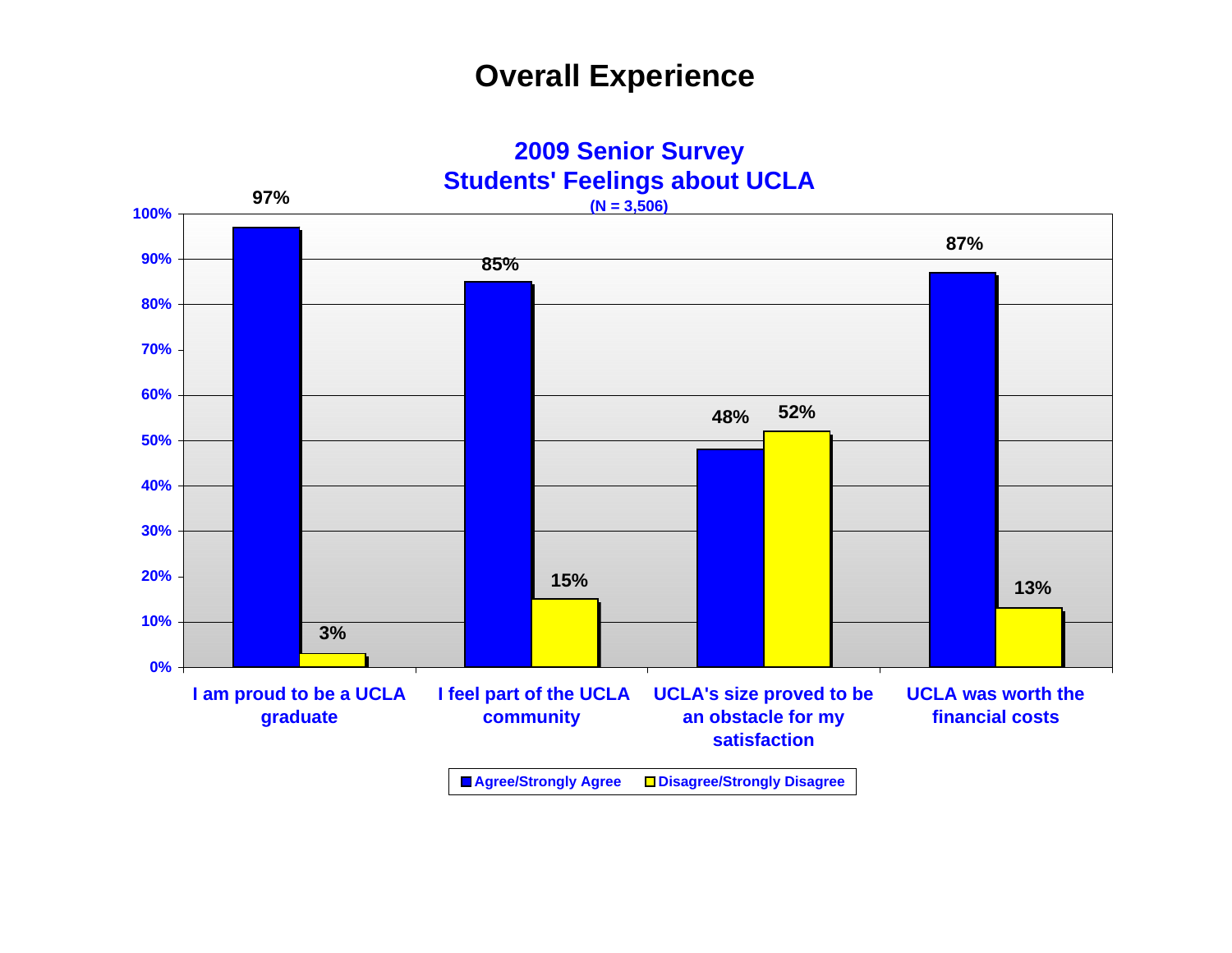# Overall Experience

## 2009 Senior Survey
## Students' Feelings about UCLA
**(N = 3,506)**

| | Agree/Strongly Agree | Disagree/Strongly Disagree |
|---|---|---|
| I am proud to be a UCLA graduate | 97% | 3% |
| I feel part of the UCLA community | 85% | 15% |
| UCLA's size proved to be an obstacle for my satisfaction | 48% | 52% |
| UCLA was worth the financial costs | 87% | 13% |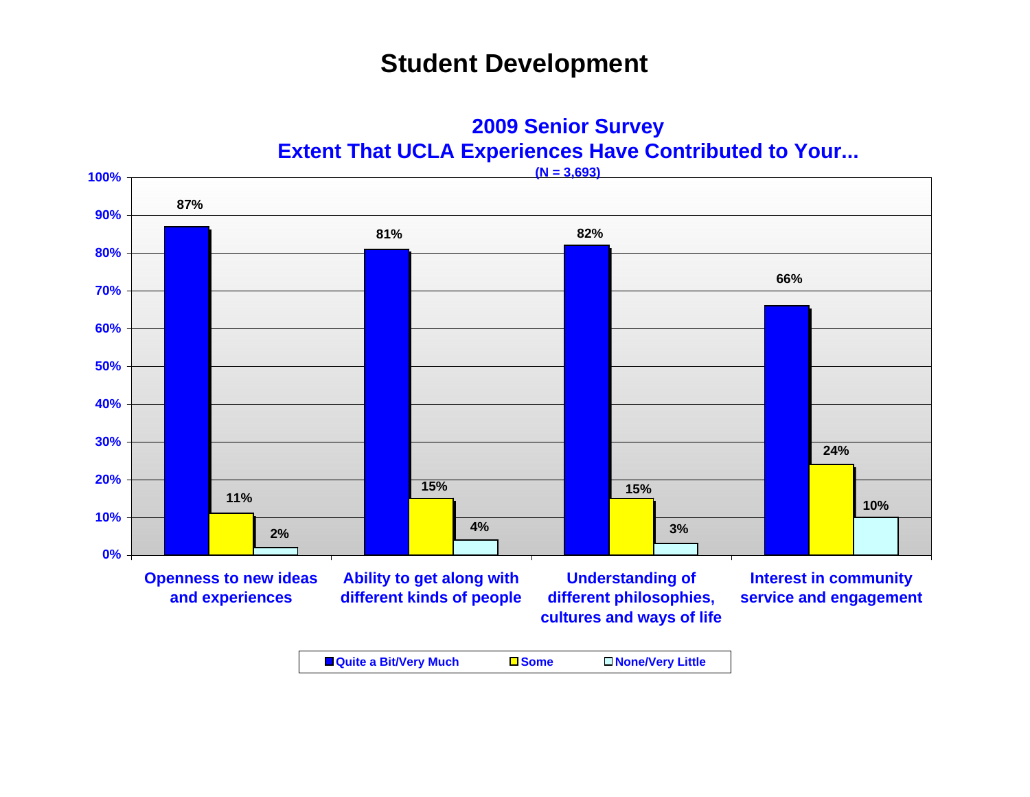# Student Development

## 2009 Senior Survey
## Extent That UCLA Experiences Have Contributed to Your...

(N = 3,693)

| | Quite a Bit/Very Much | Some | None/Very Little |
|---|---|---|---|
| Openness to new ideas and experiences | 87% | 11% | 2% |
| Ability to get along with different kinds of people | 81% | 15% | 4% |
| Understanding of different philosophies, cultures and ways of life | 82% | 15% | 3% |
| Interest in community service and engagement | 66% | 24% | 10% |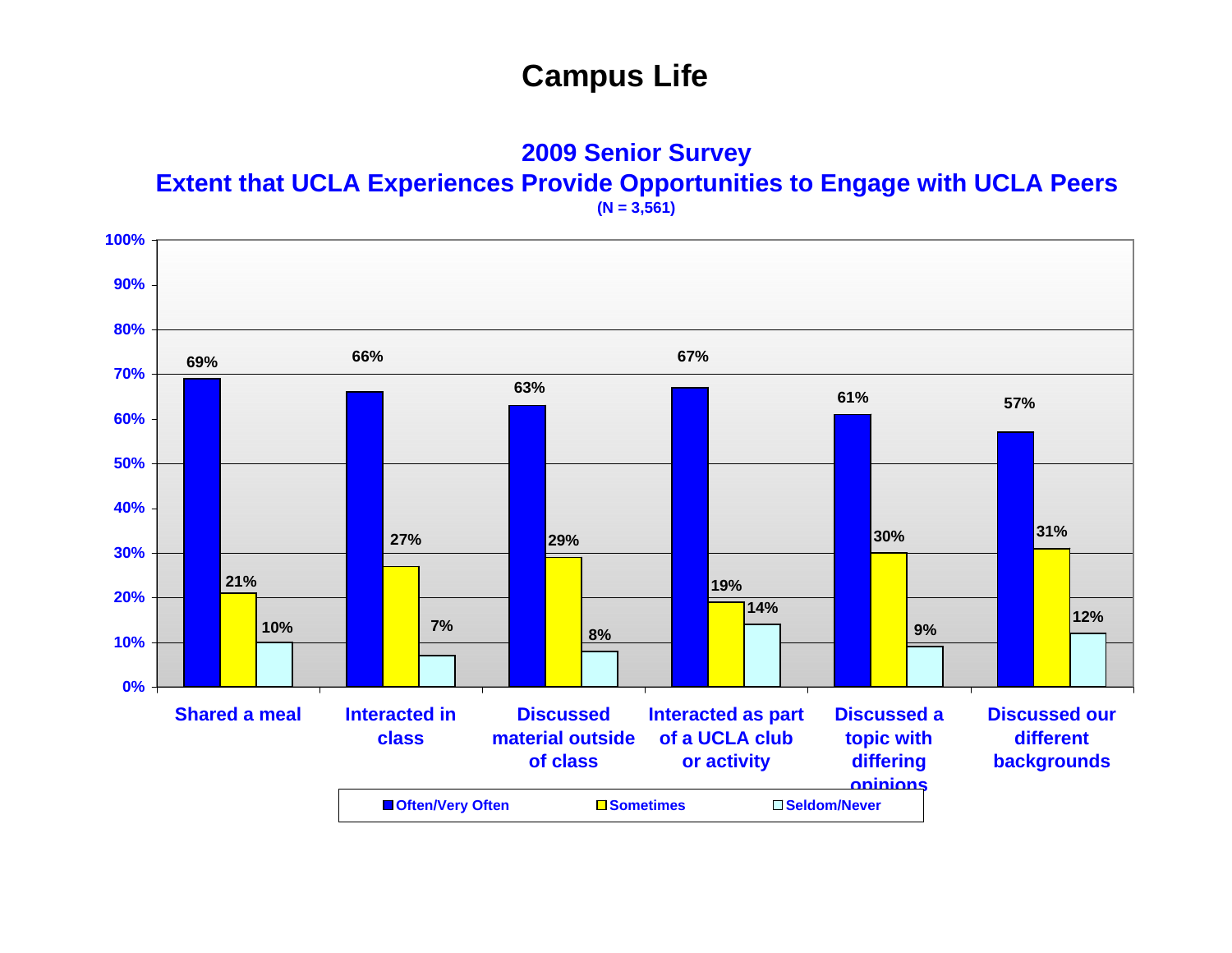# Campus Life

## 2009 Senior Survey

### Extent that UCLA Experiences Provide Opportunities to Engage with UCLA Peers

**(N = 3,561)**

| | Often/Very Often | Sometimes | Seldom/Never |
|---|---|---|---|
| Shared a meal | 69% | 21% | 10% |
| Interacted in class | 66% | 27% | 7% |
| Discussed material outside of class | 63% | 29% | 8% |
| Interacted as part of a UCLA club or activity | 67% | 19% | 14% |
| Discussed a topic with differing opinions | 61% | 30% | 9% |
| Discussed our different backgrounds | 57% | 31% | 12% |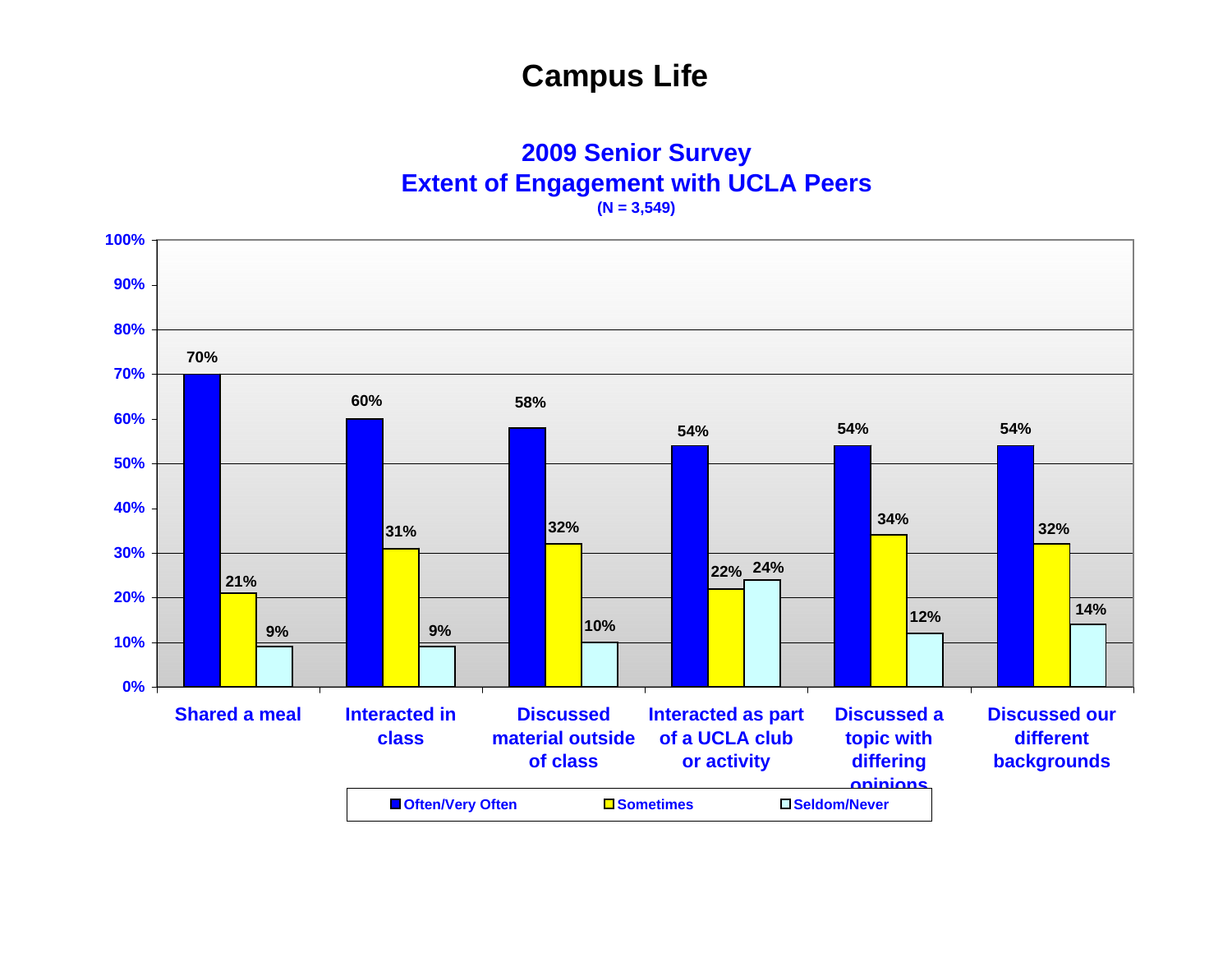# Campus Life

## 2009 Senior Survey
## Extent of Engagement with UCLA Peers
**(N = 3,549)**

| | Often/Very Often | Sometimes | Seldom/Never |
|---|---|---|---|
| Shared a meal | 70% | 21% | 9% |
| Interacted in class | 60% | 31% | 9% |
| Discussed material outside of class | 58% | 32% | 10% |
| Interacted as part of a UCLA club or activity | 54% | 22% | 24% |
| Discussed a topic with differing opinions | 54% | 34% | 12% |
| Discussed our different backgrounds | 54% | 32% | 14% |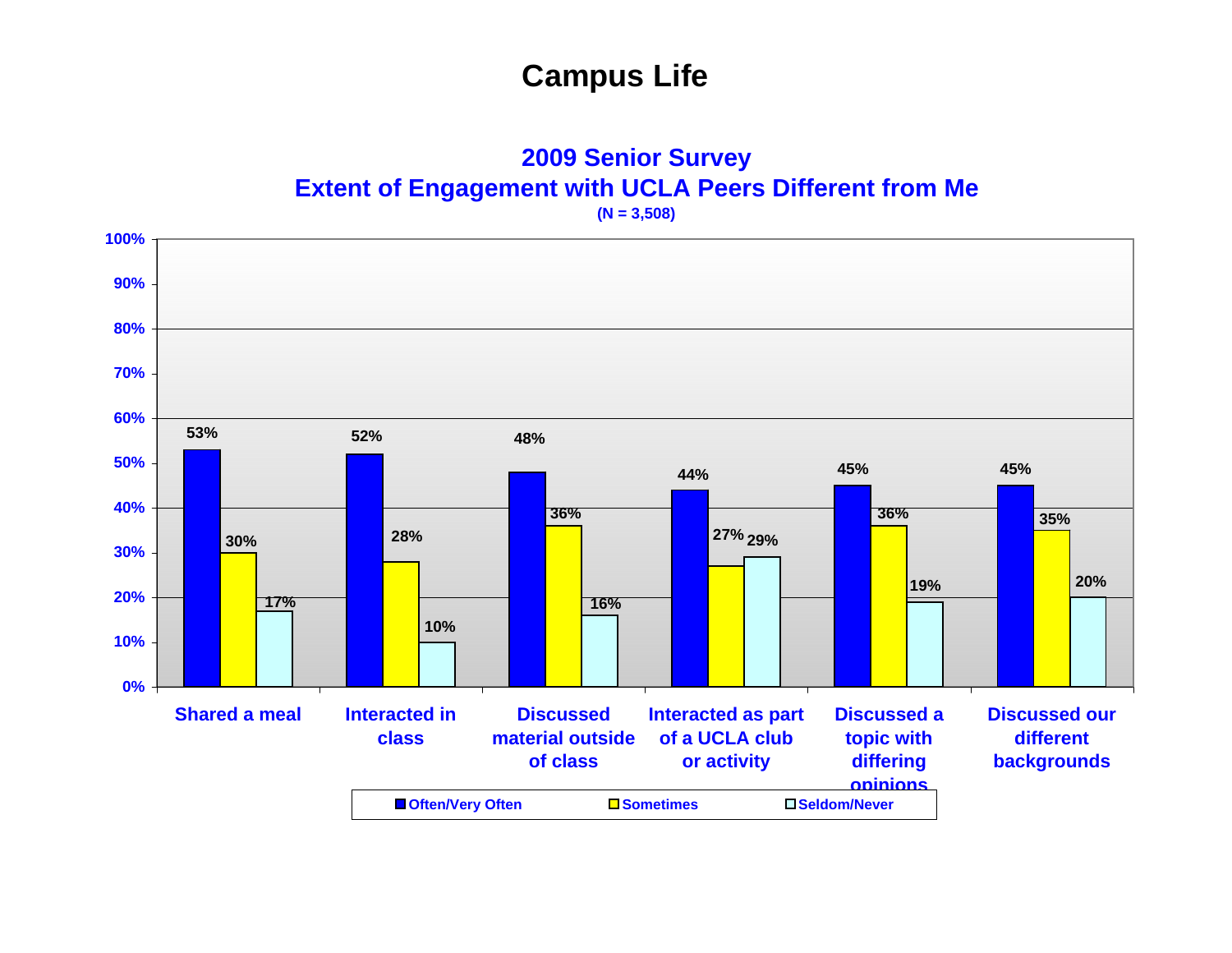# Campus Life

## 2009 Senior Survey
## Extent of Engagement with UCLA Peers Different from Me
**(N = 3,508)**

| | Often/Very Often | Sometimes | Seldom/Never |
|---|---|---|---|
| Shared a meal | 53% | 30% | 17% |
| Interacted in class | 52% | 28% | 10% |
| Discussed material outside of class | 48% | 36% | 16% |
| Interacted as part of a UCLA club or activity | 44% | 27% | 29% |
| Discussed a topic with differing opinions | 45% | 36% | 19% |
| Discussed our different backgrounds | 45% | 35% | 20% |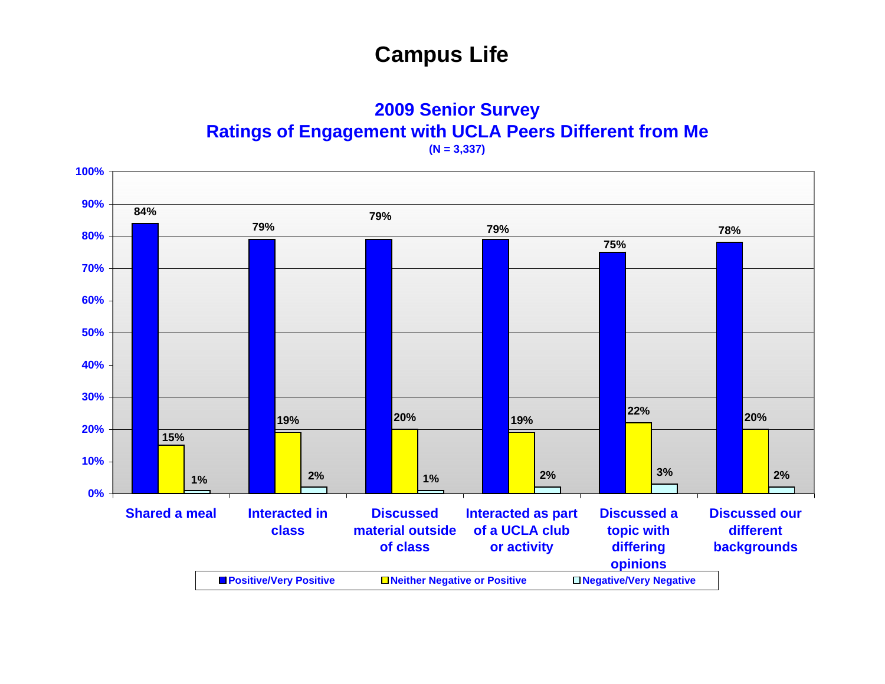# Campus Life

## 2009 Senior Survey
## Ratings of Engagement with UCLA Peers Different from Me

**(N = 3,337)**

| | Positive/Very Positive | Neither Negative or Positive | Negative/Very Negative |
|---|---|---|---|
| Shared a meal | 84% | 15% | 1% |
| Interacted in class | 79% | 19% | 2% |
| Discussed material outside of class | 79% | 20% | 1% |
| Interacted as part of a UCLA club or activity | 79% | 19% | 2% |
| Discussed a topic with differing opinions | 75% | 22% | 3% |
| Discussed our different backgrounds | 78% | 20% | 2% |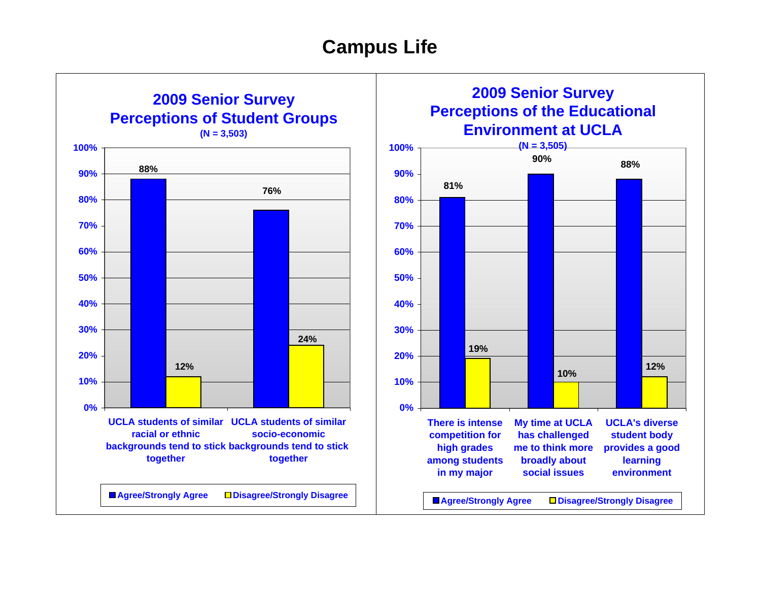# Campus Life

## 2009 Senior Survey
## Perceptions of Student Groups
**(N = 3,503)**

| | Agree/Strongly Agree | Disagree/Strongly Disagree |
|---|---|---|
| UCLA students of similar racial or ethnic backgrounds tend to stick together | 88% | 12% |
| UCLA students of similar socio-economic backgrounds tend to stick together | 76% | 24% |

## 2009 Senior Survey
## Perceptions of the Educational Environment at UCLA
**(N = 3,505)**

| | Agree/Strongly Agree | Disagree/Strongly Disagree |
|---|---|---|
| There is intense competition for high grades among students in my major | 81% | 19% |
| My time at UCLA has challenged me to think more broadly about social issues | 90% | 10% |
| UCLA's diverse student body provides a good learning environment | 88% | 12% |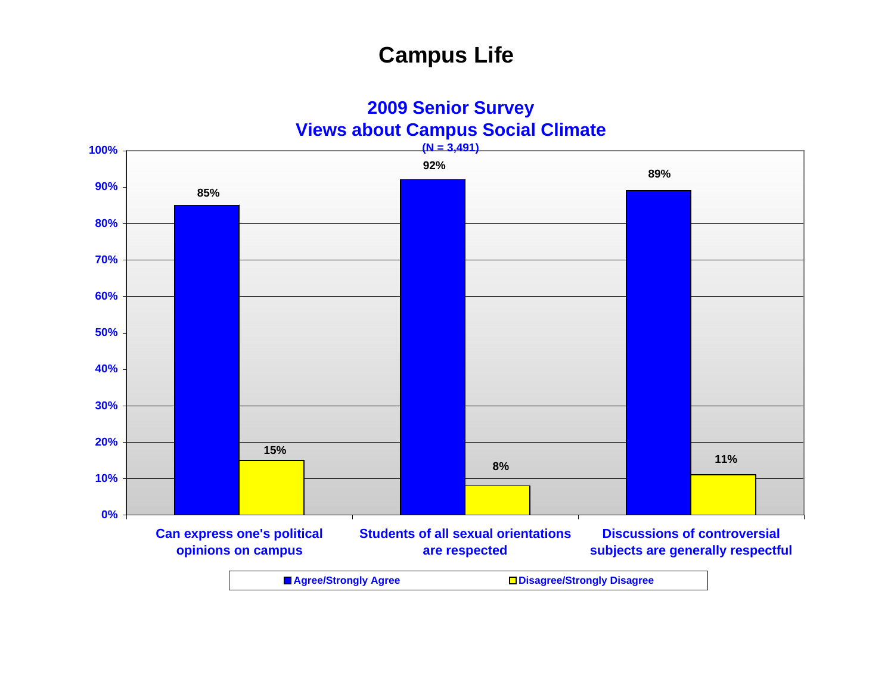# Campus Life

**2009 Senior Survey**
**Views about Campus Social Climate**
**(N = 3,491)**

100%
90%
80%
70%
60%
50%
40%
30%
20%
10%
0%

85%
15%
92%
8%
89%
11%

Can express one's political opinions on campus

Students of all sexual orientations are respected

Discussions of controversial subjects are generally respectful

Agree/Strongly Agree
Disagree/Strongly Disagree